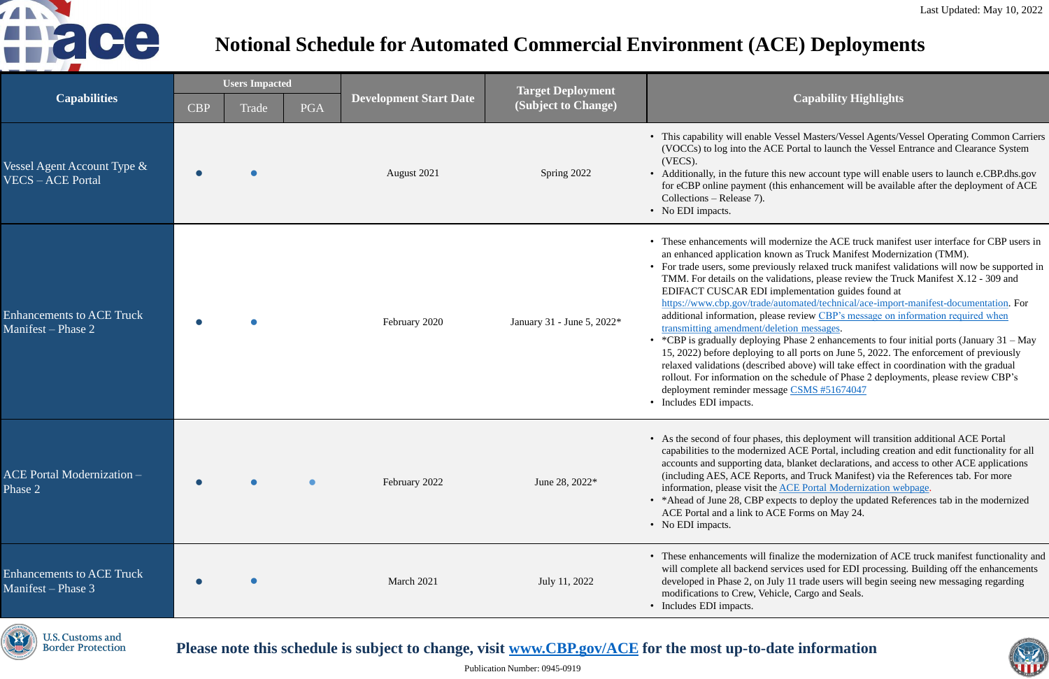Last Updated: May 10, 2022

# Notional Schedule for Automated Commercial Environment (ACE) Deployments

| Capabilities | Users Impacted | | | Development Start Date | Target Deployment (Subject to Change) | Capability Highlights |
|---|---|---|---|---|---|---|
| | CBP | Trade | PGA | | | |
| Vessel Agent Account Type & VECS – ACE Portal | ● | ● | | August 2021 | Spring 2022 | • This capability will enable Vessel Masters/Vessel Agents/Vessel Operating Common Carriers (VOCCs) to log into the ACE Portal to launch the Vessel Entrance and Clearance System (VECS). • Additionally, in the future this new account type will enable users to launch e.CBP.dhs.gov for eCBP online payment (this enhancement will be available after the deployment of ACE Collections – Release 7). • No EDI impacts. |
| Enhancements to ACE Truck Manifest – Phase 2 | ● | ● | | February 2020 | January 31 - June 5, 2022* | • These enhancements will modernize the ACE truck manifest user interface for CBP users in an enhanced application known as Truck Manifest Modernization (TMM). • For trade users, some previously relaxed truck manifest validations will now be supported in TMM. For details on the validations, please review the Truck Manifest X.12 - 309 and EDIFACT CUSCAR EDI implementation guides found at https://www.cbp.gov/trade/automated/technical/ace-import-manifest-documentation. For additional information, please review CBP's message on information required when transmitting amendment/deletion messages. • *CBP is gradually deploying Phase 2 enhancements to four initial ports (January 31 – May 15, 2022) before deploying to all ports on June 5, 2022. The enforcement of previously relaxed validations (described above) will take effect in coordination with the gradual rollout. For information on the schedule of Phase 2 deployments, please review CBP's deployment reminder message CSMS #51674047 • Includes EDI impacts. |
| ACE Portal Modernization – Phase 2 | ● | ● | ● | February 2022 | June 28, 2022* | • As the second of four phases, this deployment will transition additional ACE Portal capabilities to the modernized ACE Portal, including creation and edit functionality for all accounts and supporting data, blanket declarations, and access to other ACE applications (including AES, ACE Reports, and Truck Manifest) via the References tab. For more information, please visit the ACE Portal Modernization webpage. • *Ahead of June 28, CBP expects to deploy the updated References tab in the modernized ACE Portal and a link to ACE Forms on May 24. • No EDI impacts. |
| Enhancements to ACE Truck Manifest – Phase 3 | ● | ● | | March 2021 | July 11, 2022 | • These enhancements will finalize the modernization of ACE truck manifest functionality and will complete all backend services used for EDI processing. Building off the enhancements developed in Phase 2, on July 11 trade users will begin seeing new messaging regarding modifications to Crew, Vehicle, Cargo and Seals. • Includes EDI impacts. |

**Please note this schedule is subject to change, visit www.CBP.gov/ACE for the most up-to-date information**

Publication Number: 0945-0919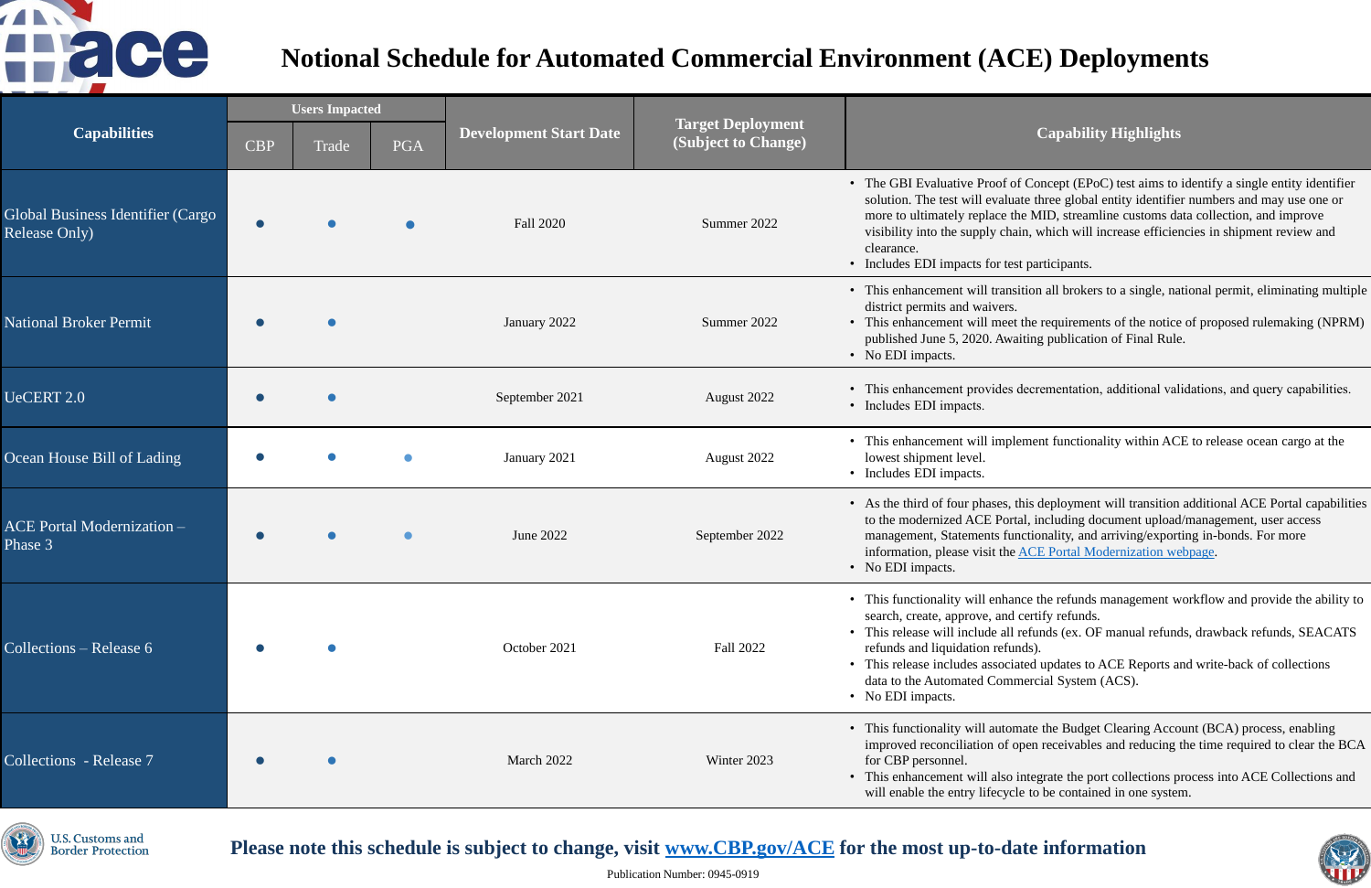# Notional Schedule for Automated Commercial Environment (ACE) Deployments

| Capabilities | Users Impacted | | | Development Start Date | Target Deployment (Subject to Change) | Capability Highlights |
|---|---|---|---|---|---|---|
| | CBP | Trade | PGA | | | |
| Global Business Identifier (Cargo Release Only) | ● | ● | ● | Fall 2020 | Summer 2022 | • The GBI Evaluative Proof of Concept (EPoC) test aims to identify a single entity identifier solution. The test will evaluate three global entity identifier numbers and may use one or more to ultimately replace the MID, streamline customs data collection, and improve visibility into the supply chain, which will increase efficiencies in shipment review and clearance.<br>• Includes EDI impacts for test participants. |
| National Broker Permit | ● | ● | | January 2022 | Summer 2022 | • This enhancement will transition all brokers to a single, national permit, eliminating multiple district permits and waivers.<br>• This enhancement will meet the requirements of the notice of proposed rulemaking (NPRM) published June 5, 2020. Awaiting publication of Final Rule.<br>• No EDI impacts. |
| UeCERT 2.0 | ● | ● | | September 2021 | August 2022 | • This enhancement provides decrementation, additional validations, and query capabilities.<br>• Includes EDI impacts. |
| Ocean House Bill of Lading | ● | ● | ● | January 2021 | August 2022 | • This enhancement will implement functionality within ACE to release ocean cargo at the lowest shipment level.<br>• Includes EDI impacts. |
| ACE Portal Modernization – Phase 3 | ● | ● | ● | June 2022 | September 2022 | • As the third of four phases, this deployment will transition additional ACE Portal capabilities to the modernized ACE Portal, including document upload/management, user access management, Statements functionality, and arriving/exporting in-bonds. For more information, please visit the ACE Portal Modernization webpage.<br>• No EDI impacts. |
| Collections – Release 6 | ● | ● | | October 2021 | Fall 2022 | • This functionality will enhance the refunds management workflow and provide the ability to search, create, approve, and certify refunds.<br>• This release will include all refunds (ex. OF manual refunds, drawback refunds, SEACATS refunds and liquidation refunds).<br>• This release includes associated updates to ACE Reports and write-back of collections data to the Automated Commercial System (ACS).<br>• No EDI impacts. |
| Collections - Release 7 | ● | ● | | March 2022 | Winter 2023 | • This functionality will automate the Budget Clearing Account (BCA) process, enabling improved reconciliation of open receivables and reducing the time required to clear the BCA for CBP personnel.<br>• This enhancement will also integrate the port collections process into ACE Collections and will enable the entry lifecycle to be contained in one system. |

U.S. Customs and Border Protection

**Please note this schedule is subject to change, visit www.CBP.gov/ACE for the most up-to-date information**

Publication Number: 0945-0919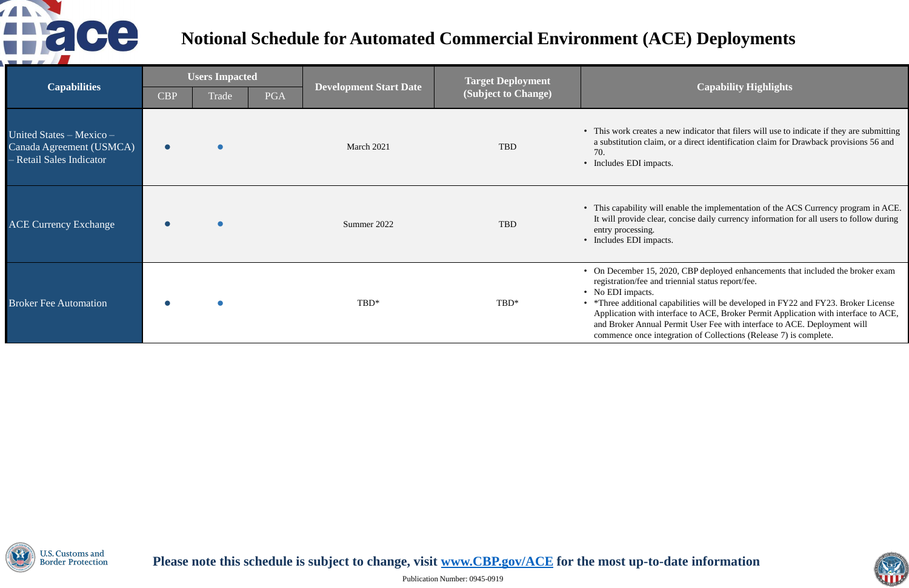# Notional Schedule for Automated Commercial Environment (ACE) Deployments

| Capabilities | Users Impacted | | | Development Start Date | Target Deployment (Subject to Change) | Capability Highlights |
|---|---|---|---|---|---|---|
| | CBP | Trade | PGA | | | |
| United States – Mexico – Canada Agreement (USMCA) – Retail Sales Indicator | ● | ● | | March 2021 | TBD | • This work creates a new indicator that filers will use to indicate if they are submitting a substitution claim, or a direct identification claim for Drawback provisions 56 and 70.<br>• Includes EDI impacts. |
| ACE Currency Exchange | ● | ● | | Summer 2022 | TBD | • This capability will enable the implementation of the ACS Currency program in ACE. It will provide clear, concise daily currency information for all users to follow during entry processing.<br>• Includes EDI impacts. |
| Broker Fee Automation | ● | ● | | TBD* | TBD* | • On December 15, 2020, CBP deployed enhancements that included the broker exam registration/fee and triennial status report/fee.<br>• No EDI impacts.<br>• *Three additional capabilities will be developed in FY22 and FY23. Broker License Application with interface to ACE, Broker Permit Application with interface to ACE, and Broker Annual Permit User Fee with interface to ACE. Deployment will commence once integration of Collections (Release 7) is complete. |

**Please note this schedule is subject to change, visit [www.CBP.gov/ACE](http://www.CBP.gov/ACE) for the most up-to-date information**

Publication Number: 0945-0919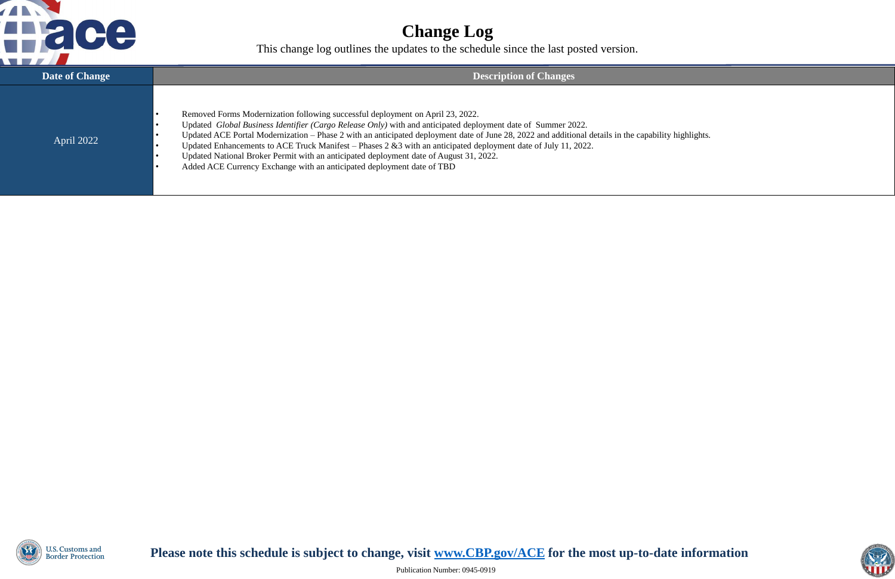# Change Log

This change log outlines the updates to the schedule since the last posted version.

| Date of Change | Description of Changes |
|---|---|
| April 2022 | • Removed Forms Modernization following successful deployment on April 23, 2022.<br>• Updated *Global Business Identifier (Cargo Release Only)* with and anticipated deployment date of Summer 2022.<br>• Updated ACE Portal Modernization – Phase 2 with an anticipated deployment date of June 28, 2022 and additional details in the capability highlights.<br>• Updated Enhancements to ACE Truck Manifest – Phases 2 &3 with an anticipated deployment date of July 11, 2022.<br>• Updated National Broker Permit with an anticipated deployment date of August 31, 2022.<br>• Added ACE Currency Exchange with an anticipated deployment date of TBD |

**Please note this schedule is subject to change, visit [www.CBP.gov/ACE](http://www.CBP.gov/ACE) for the most up-to-date information**

Publication Number: 0945-0919